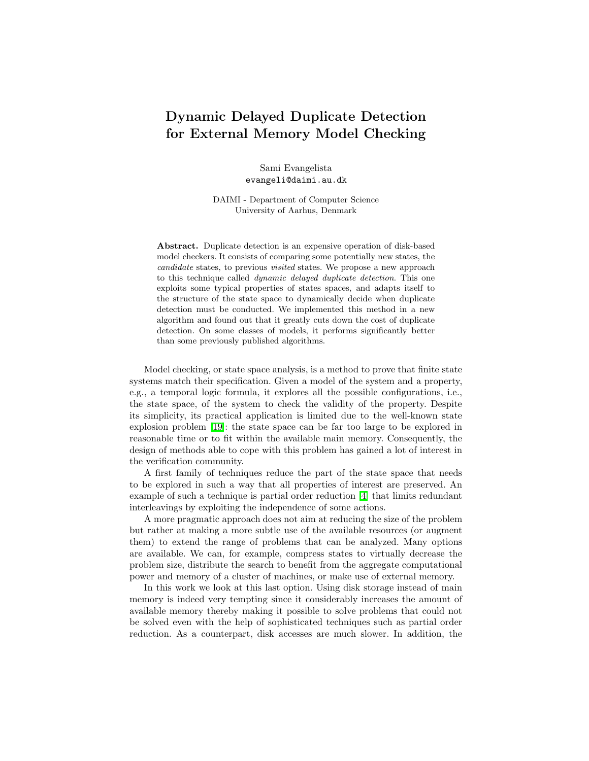# Dynamic Delayed Duplicate Detection for External Memory Model Checking

Sami Evangelista
`evangeli@daimi.au.dk`

DAIMI - Department of Computer Science
University of Aarhus, Denmark

**Abstract.** Duplicate detection is an expensive operation of disk-based model checkers. It consists of comparing some potentially new states, the *candidate* states, to previous *visited* states. We propose a new approach to this technique called *dynamic delayed duplicate detection*. This one exploits some typical properties of states spaces, and adapts itself to the structure of the state space to dynamically decide when duplicate detection must be conducted. We implemented this method in a new algorithm and found out that it greatly cuts down the cost of duplicate detection. On some classes of models, it performs significantly better than some previously published algorithms.

Model checking, or state space analysis, is a method to prove that finite state systems match their specification. Given a model of the system and a property, e.g., a temporal logic formula, it explores all the possible configurations, i.e., the state space, of the system to check the validity of the property. Despite its simplicity, its practical application is limited due to the well-known state explosion problem [19]: the state space can be far too large to be explored in reasonable time or to fit within the available main memory. Consequently, the design of methods able to cope with this problem has gained a lot of interest in the verification community.

A first family of techniques reduce the part of the state space that needs to be explored in such a way that all properties of interest are preserved. An example of such a technique is partial order reduction [4] that limits redundant interleavings by exploiting the independence of some actions.

A more pragmatic approach does not aim at reducing the size of the problem but rather at making a more subtle use of the available resources (or augment them) to extend the range of problems that can be analyzed. Many options are available. We can, for example, compress states to virtually decrease the problem size, distribute the search to benefit from the aggregate computational power and memory of a cluster of machines, or make use of external memory.

In this work we look at this last option. Using disk storage instead of main memory is indeed very tempting since it considerably increases the amount of available memory thereby making it possible to solve problems that could not be solved even with the help of sophisticated techniques such as partial order reduction. As a counterpart, disk accesses are much slower. In addition, the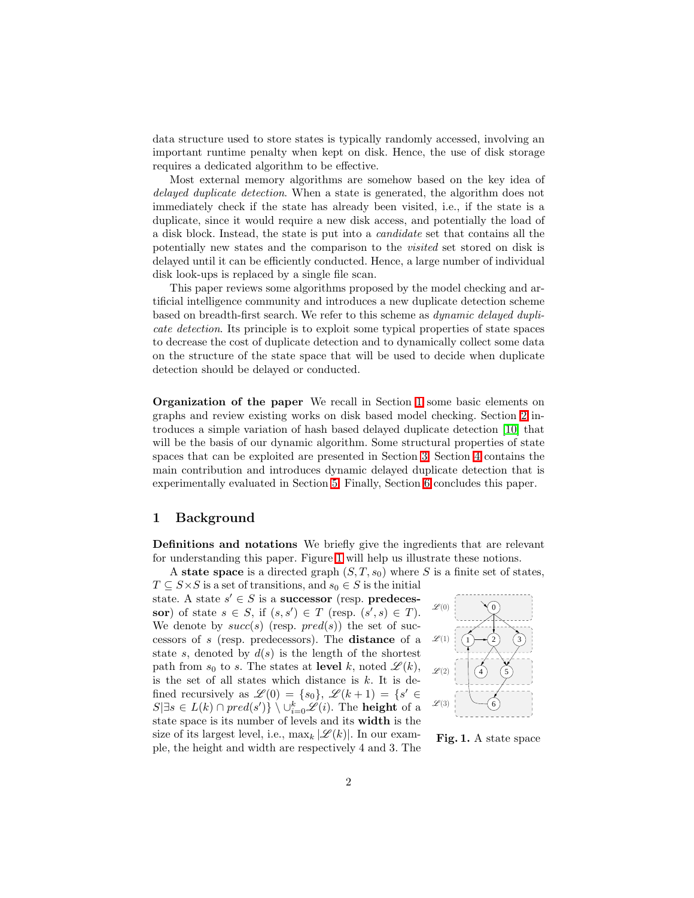data structure used to store states is typically randomly accessed, involving an important runtime penalty when kept on disk. Hence, the use of disk storage requires a dedicated algorithm to be effective.

Most external memory algorithms are somehow based on the key idea of *delayed duplicate detection*. When a state is generated, the algorithm does not immediately check if the state has already been visited, i.e., if the state is a duplicate, since it would require a new disk access, and potentially the load of a disk block. Instead, the state is put into a *candidate* set that contains all the potentially new states and the comparison to the *visited* set stored on disk is delayed until it can be efficiently conducted. Hence, a large number of individual disk look-ups is replaced by a single file scan.

This paper reviews some algorithms proposed by the model checking and artificial intelligence community and introduces a new duplicate detection scheme based on breadth-first search. We refer to this scheme as *dynamic delayed duplicate detection*. Its principle is to exploit some typical properties of state spaces to decrease the cost of duplicate detection and to dynamically collect some data on the structure of the state space that will be used to decide when duplicate detection should be delayed or conducted.

**Organization of the paper** We recall in Section 1 some basic elements on graphs and review existing works on disk based model checking. Section 2 introduces a simple variation of hash based delayed duplicate detection [10] that will be the basis of our dynamic algorithm. Some structural properties of state spaces that can be exploited are presented in Section 3. Section 4 contains the main contribution and introduces dynamic delayed duplicate detection that is experimentally evaluated in Section 5. Finally, Section 6 concludes this paper.

## 1 Background

**Definitions and notations** We briefly give the ingredients that are relevant for understanding this paper. Figure 1 will help us illustrate these notions.

A **state space** is a directed graph $(S, T, s_0)$ where $S$ is a finite set of states, $T \subseteq S \times S$ is a set of transitions, and $s_0 \in S$ is the initial state. A state $s' \in S$ is a **successor** (resp. **predecessor**) of state $s \in S$, if $(s, s') \in T$ (resp. $(s', s) \in T$). We denote by $succ(s)$ (resp. $pred(s)$) the set of successors of $s$ (resp. predecessors). The **distance** of a state $s$, denoted by $d(s)$ is the length of the shortest path from $s_0$ to $s$. The states at **level** $k$, noted $\mathscr{L}(k)$, is the set of all states which distance is $k$. It is defined recursively as $\mathscr{L}(0) = \{s_0\}$, $\mathscr{L}(k+1) = \{s' \in S | \exists s \in L(k) \cap pred(s')\} \setminus \cup_{i=0}^{k} \mathscr{L}(i)$. The **height** of a state space is its number of levels and its **width** is the size of its largest level, i.e., $\max_k |\mathscr{L}(k)|$. In our example, the height and width are respectively 4 and 3. The

$\mathscr{L}(0)$
$\mathscr{L}(1)$
$\mathscr{L}(2)$
$\mathscr{L}(3)$
0 1 2 3 4 5 6

**Fig. 1.** A state space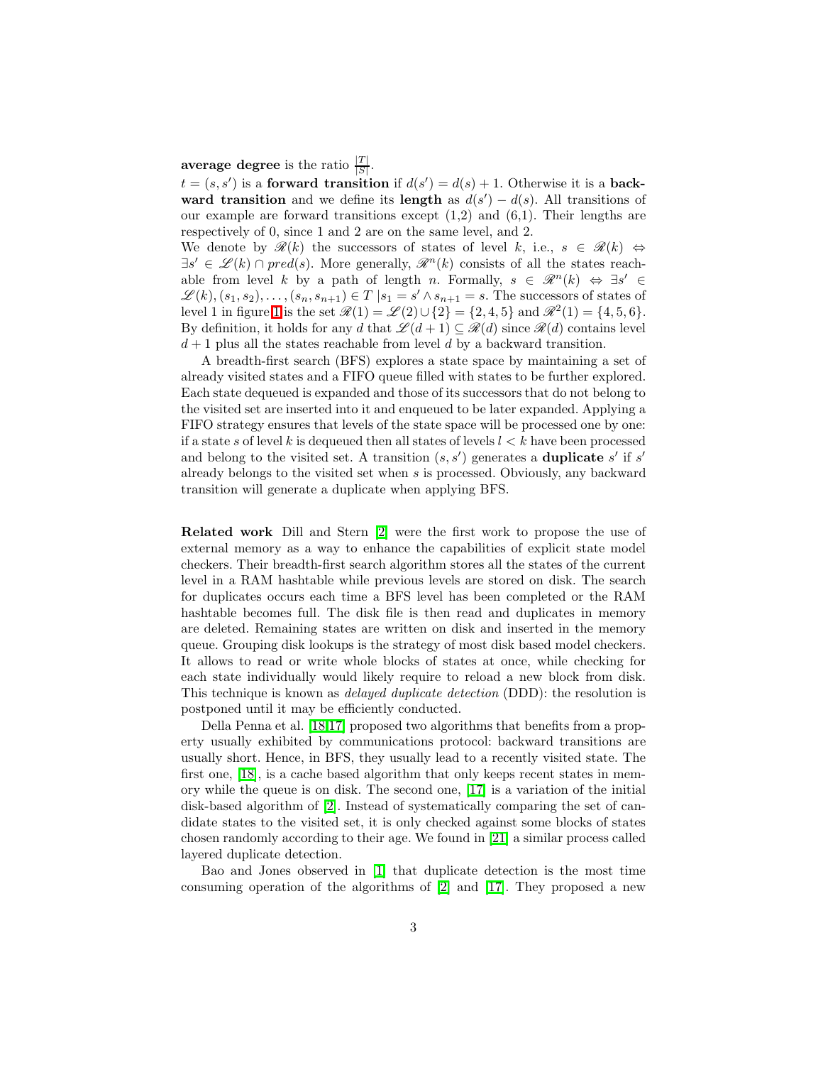**average degree** is the ratio $\frac{|T|}{|S|}$.
$t = (s, s')$ is a **forward transition** if $d(s') = d(s) + 1$. Otherwise it is a **backward transition** and we define its **length** as $d(s') - d(s)$. All transitions of our example are forward transitions except (1,2) and (6,1). Their lengths are respectively of 0, since 1 and 2 are on the same level, and 2.
We denote by $\mathscr{R}(k)$ the successors of states of level $k$, i.e., $s \in \mathscr{R}(k) \Leftrightarrow \exists s' \in \mathscr{L}(k) \cap pred(s)$. More generally, $\mathscr{R}^n(k)$ consists of all the states reachable from level $k$ by a path of length $n$. Formally, $s \in \mathscr{R}^n(k) \Leftrightarrow \exists s' \in \mathscr{L}(k), (s_1, s_2), \ldots, (s_n, s_{n+1}) \in T \mid s_1 = s' \wedge s_{n+1} = s$. The successors of states of level 1 in figure 1 is the set $\mathscr{R}(1) = \mathscr{L}(2) \cup \{2\} = \{2, 4, 5\}$ and $\mathscr{R}^2(1) = \{4, 5, 6\}$. By definition, it holds for any $d$ that $\mathscr{L}(d+1) \subseteq \mathscr{R}(d)$ since $\mathscr{R}(d)$ contains level $d + 1$ plus all the states reachable from level $d$ by a backward transition.

A breadth-first search (BFS) explores a state space by maintaining a set of already visited states and a FIFO queue filled with states to be further explored. Each state dequeued is expanded and those of its successors that do not belong to the visited set are inserted into it and enqueued to be later expanded. Applying a FIFO strategy ensures that levels of the state space will be processed one by one: if a state $s$ of level $k$ is dequeued then all states of levels $l < k$ have been processed and belong to the visited set. A transition $(s, s')$ generates a **duplicate** $s'$ if $s'$ already belongs to the visited set when $s$ is processed. Obviously, any backward transition will generate a duplicate when applying BFS.

**Related work** Dill and Stern [2] were the first work to propose the use of external memory as a way to enhance the capabilities of explicit state model checkers. Their breadth-first search algorithm stores all the states of the current level in a RAM hashtable while previous levels are stored on disk. The search for duplicates occurs each time a BFS level has been completed or the RAM hashtable becomes full. The disk file is then read and duplicates in memory are deleted. Remaining states are written on disk and inserted in the memory queue. Grouping disk lookups is the strategy of most disk based model checkers. It allows to read or write whole blocks of states at once, while checking for each state individually would likely require to reload a new block from disk. This technique is known as *delayed duplicate detection* (DDD): the resolution is postponed until it may be efficiently conducted.

Della Penna et al. [18,17] proposed two algorithms that benefits from a property usually exhibited by communications protocol: backward transitions are usually short. Hence, in BFS, they usually lead to a recently visited state. The first one, [18], is a cache based algorithm that only keeps recent states in memory while the queue is on disk. The second one, [17] is a variation of the initial disk-based algorithm of [2]. Instead of systematically comparing the set of candidate states to the visited set, it is only checked against some blocks of states chosen randomly according to their age. We found in [21] a similar process called layered duplicate detection.

Bao and Jones observed in [1] that duplicate detection is the most time consuming operation of the algorithms of [2] and [17]. They proposed a new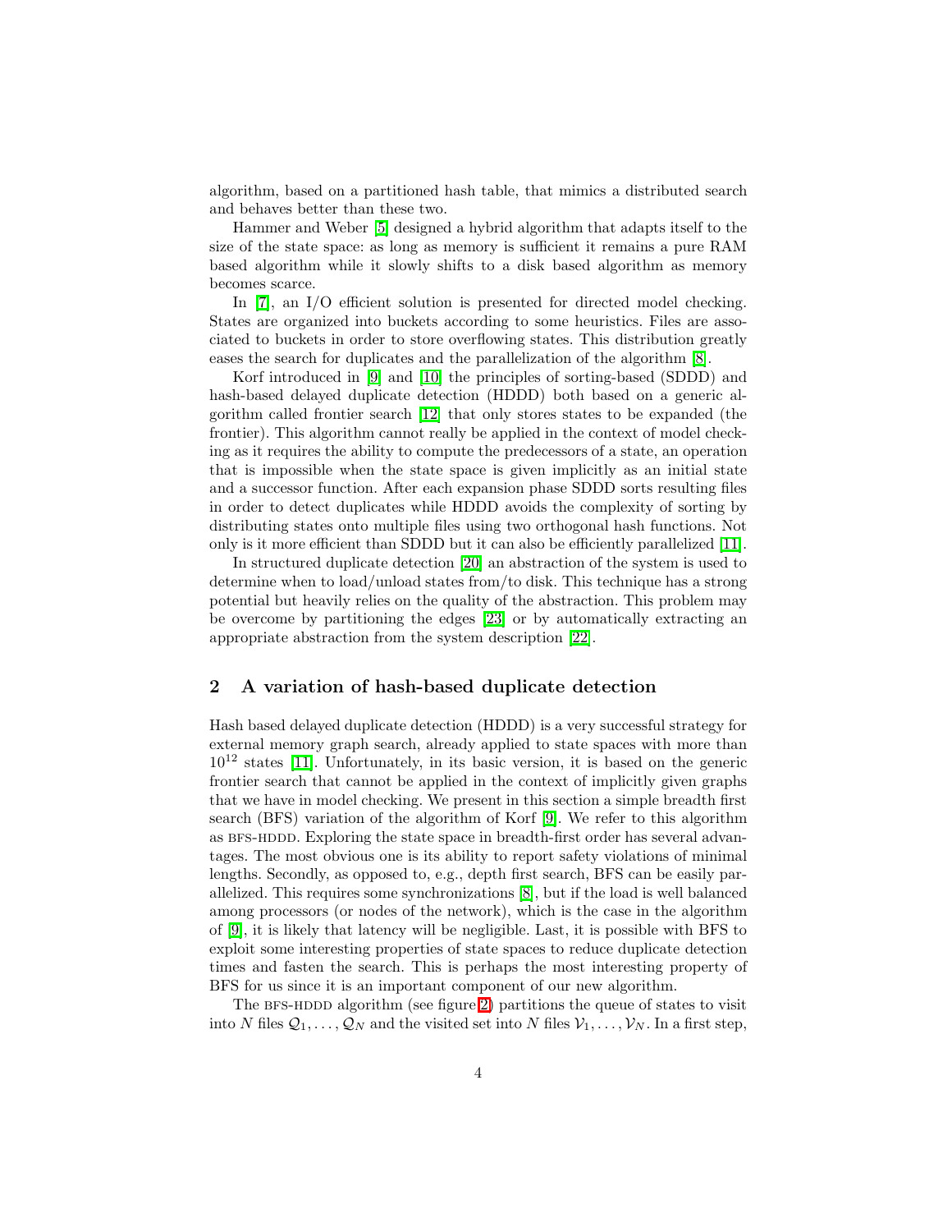algorithm, based on a partitioned hash table, that mimics a distributed search and behaves better than these two.

Hammer and Weber [5] designed a hybrid algorithm that adapts itself to the size of the state space: as long as memory is sufficient it remains a pure RAM based algorithm while it slowly shifts to a disk based algorithm as memory becomes scarce.

In [7], an I/O efficient solution is presented for directed model checking. States are organized into buckets according to some heuristics. Files are associated to buckets in order to store overflowing states. This distribution greatly eases the search for duplicates and the parallelization of the algorithm [8].

Korf introduced in [9] and [10] the principles of sorting-based (SDDD) and hash-based delayed duplicate detection (HDDD) both based on a generic algorithm called frontier search [12] that only stores states to be expanded (the frontier). This algorithm cannot really be applied in the context of model checking as it requires the ability to compute the predecessors of a state, an operation that is impossible when the state space is given implicitly as an initial state and a successor function. After each expansion phase SDDD sorts resulting files in order to detect duplicates while HDDD avoids the complexity of sorting by distributing states onto multiple files using two orthogonal hash functions. Not only is it more efficient than SDDD but it can also be efficiently parallelized [11].

In structured duplicate detection [20] an abstraction of the system is used to determine when to load/unload states from/to disk. This technique has a strong potential but heavily relies on the quality of the abstraction. This problem may be overcome by partitioning the edges [23] or by automatically extracting an appropriate abstraction from the system description [22].

## 2 A variation of hash-based duplicate detection

Hash based delayed duplicate detection (HDDD) is a very successful strategy for external memory graph search, already applied to state spaces with more than $10^{12}$ states [11]. Unfortunately, in its basic version, it is based on the generic frontier search that cannot be applied in the context of implicitly given graphs that we have in model checking. We present in this section a simple breadth first search (BFS) variation of the algorithm of Korf [9]. We refer to this algorithm as BFS-HDDD. Exploring the state space in breadth-first order has several advantages. The most obvious one is its ability to report safety violations of minimal lengths. Secondly, as opposed to, e.g., depth first search, BFS can be easily parallelized. This requires some synchronizations [8], but if the load is well balanced among processors (or nodes of the network), which is the case in the algorithm of [9], it is likely that latency will be negligible. Last, it is possible with BFS to exploit some interesting properties of state spaces to reduce duplicate detection times and fasten the search. This is perhaps the most interesting property of BFS for us since it is an important component of our new algorithm.

The BFS-HDDD algorithm (see figure 2) partitions the queue of states to visit into $N$ files $\mathcal{Q}_1, \ldots, \mathcal{Q}_N$ and the visited set into $N$ files $\mathcal{V}_1, \ldots, \mathcal{V}_N$. In a first step,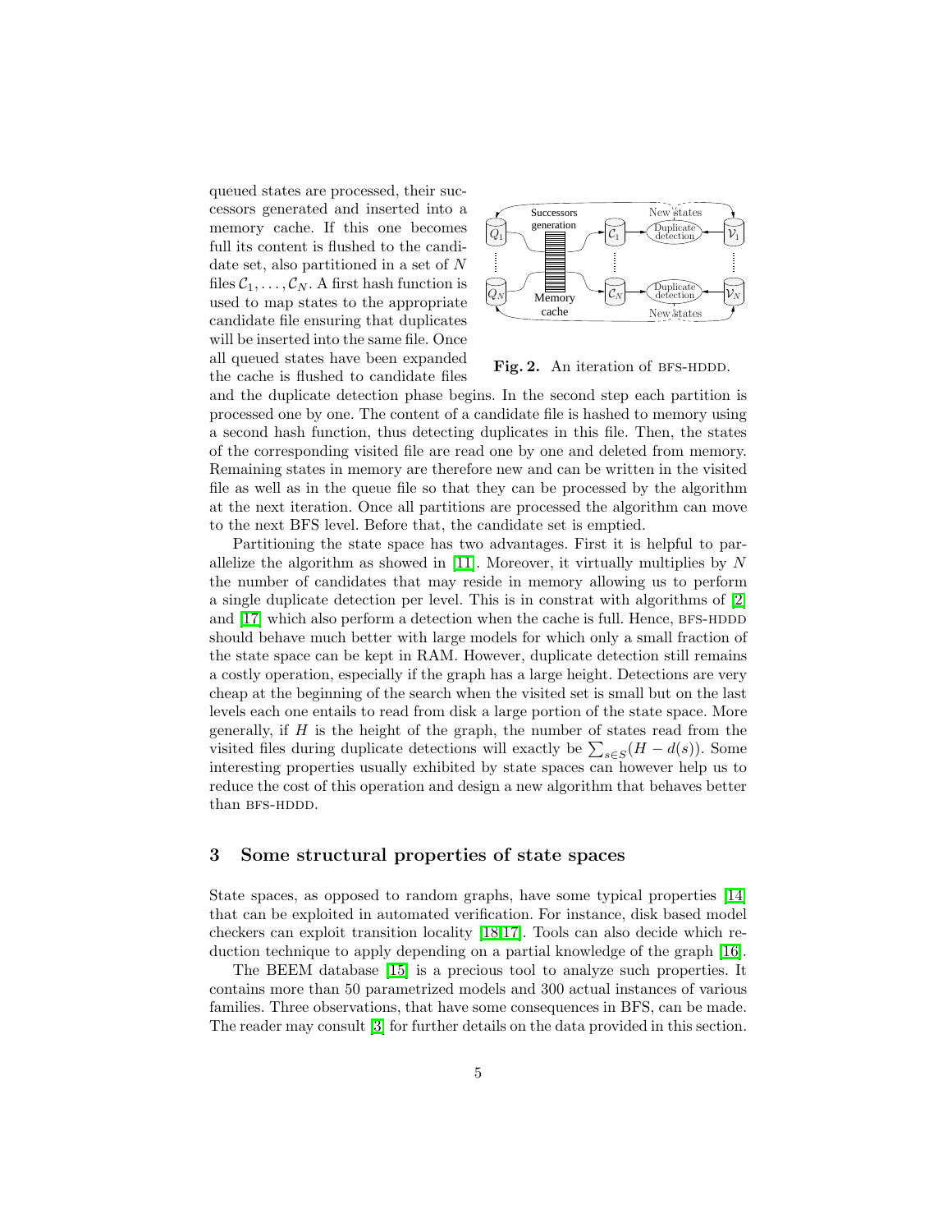queued states are processed, their successors generated and inserted into a memory cache. If this one becomes full its content is flushed to the candidate set, also partitioned in a set of $N$ files $\mathcal{C}_1, \ldots, \mathcal{C}_N$. A first hash function is used to map states to the appropriate candidate file ensuring that duplicates will be inserted into the same file. Once all queued states have been expanded the cache is flushed to candidate files and the duplicate detection phase begins. In the second step each partition is processed one by one. The content of a candidate file is hashed to memory using a second hash function, thus detecting duplicates in this file. Then, the states of the corresponding visited file are read one by one and deleted from memory. Remaining states in memory are therefore new and can be written in the visited file as well as in the queue file so that they can be processed by the algorithm at the next iteration. Once all partitions are processed the algorithm can move to the next BFS level. Before that, the candidate set is emptied.

Successors generation
Memory cache
New states
Duplicate detection

**Fig. 2.** An iteration of BFS-HDDD.

Partitioning the state space has two advantages. First it is helpful to parallelize the algorithm as showed in [11]. Moreover, it virtually multiplies by $N$ the number of candidates that may reside in memory allowing us to perform a single duplicate detection per level. This is in constrat with algorithms of [2] and [17] which also perform a detection when the cache is full. Hence, BFS-HDDD should behave much better with large models for which only a small fraction of the state space can be kept in RAM. However, duplicate detection still remains a costly operation, especially if the graph has a large height. Detections are very cheap at the beginning of the search when the visited set is small but on the last levels each one entails to read from disk a large portion of the state space. More generally, if $H$ is the height of the graph, the number of states read from the visited files during duplicate detections will exactly be $\sum_{s \in S}(H - d(s))$. Some interesting properties usually exhibited by state spaces can however help us to reduce the cost of this operation and design a new algorithm that behaves better than BFS-HDDD.

## 3 Some structural properties of state spaces

State spaces, as opposed to random graphs, have some typical properties [14] that can be exploited in automated verification. For instance, disk based model checkers can exploit transition locality [18,17]. Tools can also decide which reduction technique to apply depending on a partial knowledge of the graph [16].

The BEEM database [15] is a precious tool to analyze such properties. It contains more than 50 parametrized models and 300 actual instances of various families. Three observations, that have some consequences in BFS, can be made. The reader may consult [3] for further details on the data provided in this section.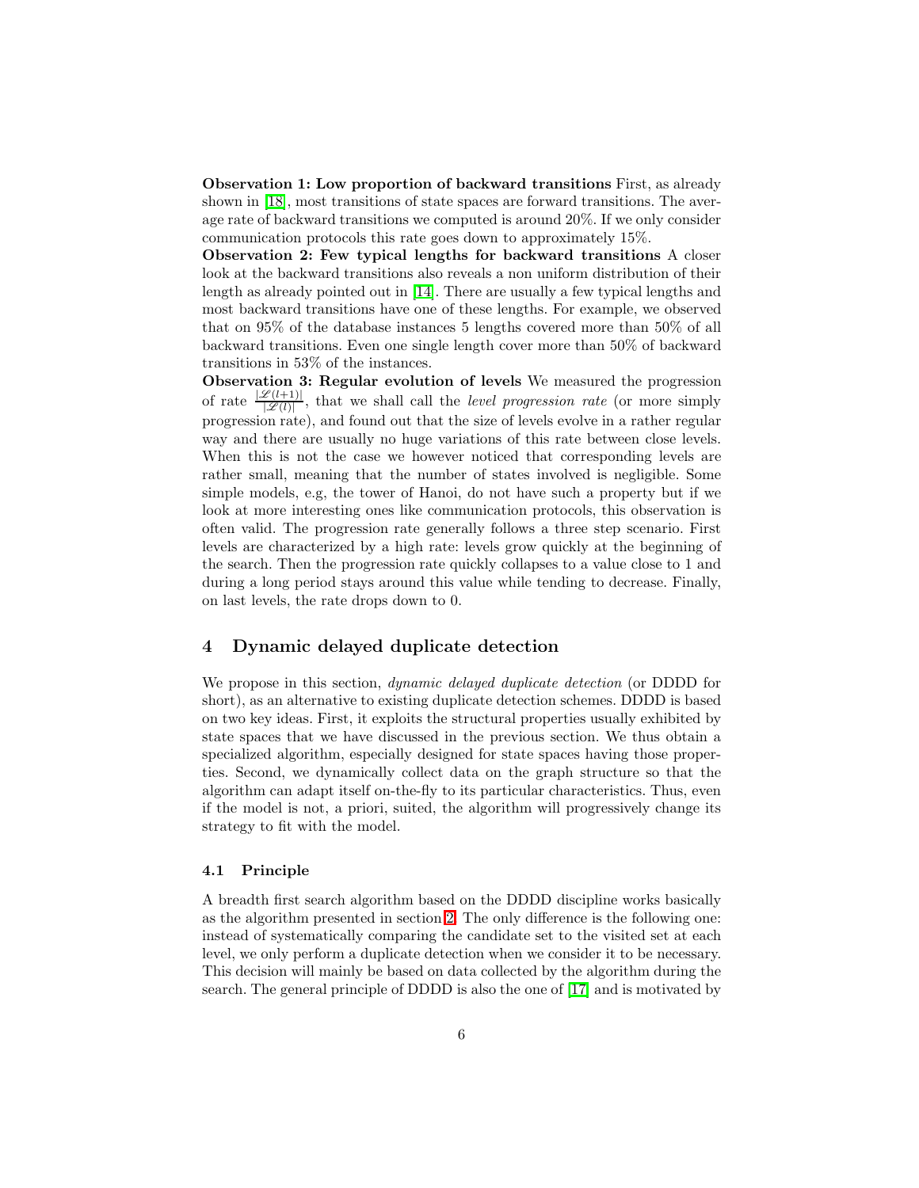**Observation 1: Low proportion of backward transitions** First, as already shown in [18], most transitions of state spaces are forward transitions. The average rate of backward transitions we computed is around 20%. If we only consider communication protocols this rate goes down to approximately 15%.

**Observation 2: Few typical lengths for backward transitions** A closer look at the backward transitions also reveals a non uniform distribution of their length as already pointed out in [14]. There are usually a few typical lengths and most backward transitions have one of these lengths. For example, we observed that on 95% of the database instances 5 lengths covered more than 50% of all backward transitions. Even one single length cover more than 50% of backward transitions in 53% of the instances.

**Observation 3: Regular evolution of levels** We measured the progression of rate $\frac{|\mathscr{L}(l+1)|}{|\mathscr{L}(l)|}$, that we shall call the *level progression rate* (or more simply progression rate), and found out that the size of levels evolve in a rather regular way and there are usually no huge variations of this rate between close levels. When this is not the case we however noticed that corresponding levels are rather small, meaning that the number of states involved is negligible. Some simple models, e.g, the tower of Hanoi, do not have such a property but if we look at more interesting ones like communication protocols, this observation is often valid. The progression rate generally follows a three step scenario. First levels are characterized by a high rate: levels grow quickly at the beginning of the search. Then the progression rate quickly collapses to a value close to 1 and during a long period stays around this value while tending to decrease. Finally, on last levels, the rate drops down to 0.

## 4 Dynamic delayed duplicate detection

We propose in this section, *dynamic delayed duplicate detection* (or DDDD for short), as an alternative to existing duplicate detection schemes. DDDD is based on two key ideas. First, it exploits the structural properties usually exhibited by state spaces that we have discussed in the previous section. We thus obtain a specialized algorithm, especially designed for state spaces having those properties. Second, we dynamically collect data on the graph structure so that the algorithm can adapt itself on-the-fly to its particular characteristics. Thus, even if the model is not, a priori, suited, the algorithm will progressively change its strategy to fit with the model.

### 4.1 Principle

A breadth first search algorithm based on the DDDD discipline works basically as the algorithm presented in section 2. The only difference is the following one: instead of systematically comparing the candidate set to the visited set at each level, we only perform a duplicate detection when we consider it to be necessary. This decision will mainly be based on data collected by the algorithm during the search. The general principle of DDDD is also the one of [17] and is motivated by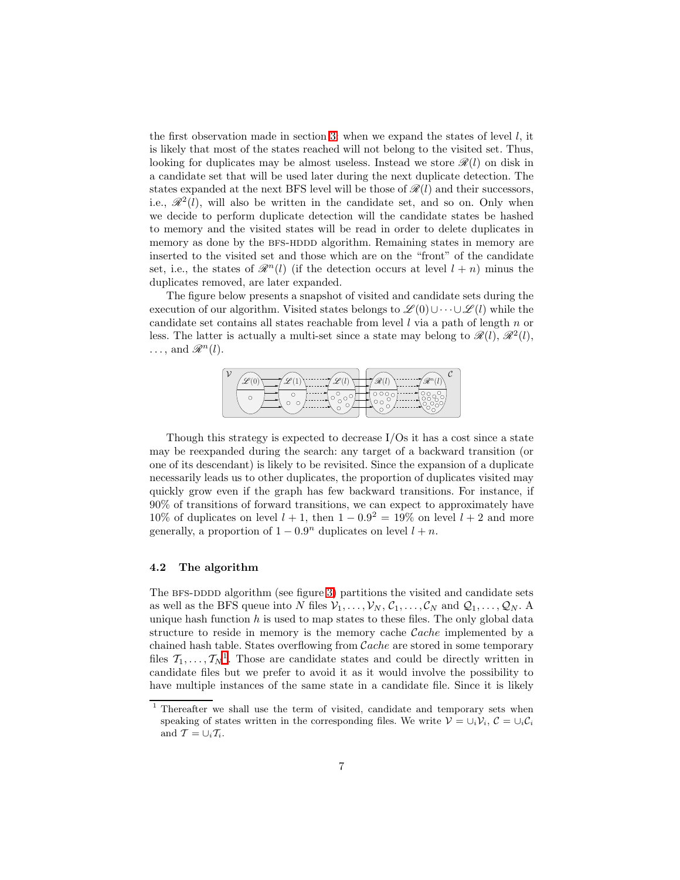the first observation made in section 3: when we expand the states of level $l$, it is likely that most of the states reached will not belong to the visited set. Thus, looking for duplicates may be almost useless. Instead we store $\mathscr{R}(l)$ on disk in a candidate set that will be used later during the next duplicate detection. The states expanded at the next BFS level will be those of $\mathscr{R}(l)$ and their successors, i.e., $\mathscr{R}^2(l)$, will also be written in the candidate set, and so on. Only when we decide to perform duplicate detection will the candidate states be hashed to memory and the visited states will be read in order to delete duplicates in memory as done by the BFS-HDDD algorithm. Remaining states in memory are inserted to the visited set and those which are on the "front" of the candidate set, i.e., the states of $\mathscr{R}^n(l)$ (if the detection occurs at level $l+n$) minus the duplicates removed, are later expanded.

The figure below presents a snapshot of visited and candidate sets during the execution of our algorithm. Visited states belongs to $\mathscr{L}(0) \cup \cdots \cup \mathscr{L}(l)$ while the candidate set contains all states reachable from level $l$ via a path of length $n$ or less. The latter is actually a multi-set since a state may belong to $\mathscr{R}(l)$, $\mathscr{R}^2(l)$, $\ldots$, and $\mathscr{R}^n(l)$.

Though this strategy is expected to decrease I/Os it has a cost since a state may be reexpanded during the search: any target of a backward transition (or one of its descendant) is likely to be revisited. Since the expansion of a duplicate necessarily leads us to other duplicates, the proportion of duplicates visited may quickly grow even if the graph has few backward transitions. For instance, if 90% of transitions of forward transitions, we can expect to approximately have 10% of duplicates on level $l+1$, then $1 - 0.9^2 = 19\%$ on level $l+2$ and more generally, a proportion of $1 - 0.9^n$ duplicates on level $l+n$.

### 4.2 The algorithm

The BFS-DDDD algorithm (see figure 3) partitions the visited and candidate sets as well as the BFS queue into $N$ files $\mathcal{V}_1, \ldots, \mathcal{V}_N$, $\mathcal{C}_1, \ldots, \mathcal{C}_N$ and $\mathcal{Q}_1, \ldots, \mathcal{Q}_N$. A unique hash function $h$ is used to map states to these files. The only global data structure to reside in memory is the memory cache $\mathcal{C}ache$ implemented by a chained hash table. States overflowing from $\mathcal{C}ache$ are stored in some temporary files $\mathcal{T}_1, \ldots, \mathcal{T}_N$[1]. Those are candidate states and could be directly written in candidate files but we prefer to avoid it as it would involve the possibility to have multiple instances of the same state in a candidate file. Since it is likely

[1] Thereafter we shall use the term of visited, candidate and temporary sets when speaking of states written in the corresponding files. We write $\mathcal{V} = \cup_i \mathcal{V}_i$, $\mathcal{C} = \cup_i \mathcal{C}_i$ and $\mathcal{T} = \cup_i \mathcal{T}_i$.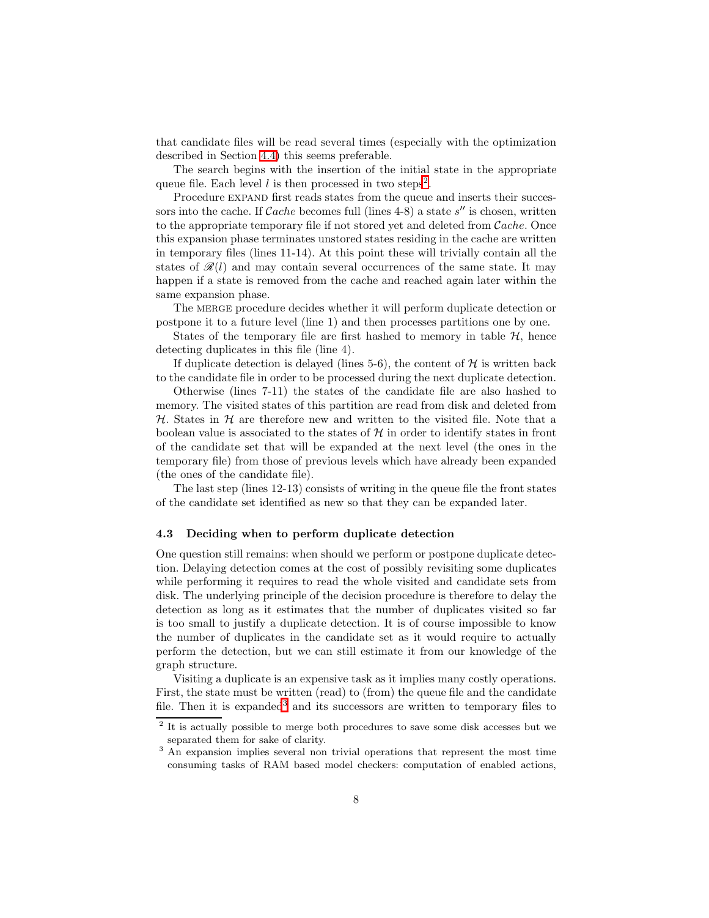that candidate files will be read several times (especially with the optimization described in Section 4.4) this seems preferable.

The search begins with the insertion of the initial state in the appropriate queue file. Each level $l$ is then processed in two steps[2].

Procedure EXPAND first reads states from the queue and inserts their successors into the cache. If $\mathcal{C}ache$ becomes full (lines 4-8) a state $s''$ is chosen, written to the appropriate temporary file if not stored yet and deleted from $\mathcal{C}ache$. Once this expansion phase terminates unstored states residing in the cache are written in temporary files (lines 11-14). At this point these will trivially contain all the states of $\mathscr{R}(l)$ and may contain several occurrences of the same state. It may happen if a state is removed from the cache and reached again later within the same expansion phase.

The MERGE procedure decides whether it will perform duplicate detection or postpone it to a future level (line 1) and then processes partitions one by one.

States of the temporary file are first hashed to memory in table $\mathcal{H}$, hence detecting duplicates in this file (line 4).

If duplicate detection is delayed (lines 5-6), the content of $\mathcal{H}$ is written back to the candidate file in order to be processed during the next duplicate detection.

Otherwise (lines 7-11) the states of the candidate file are also hashed to memory. The visited states of this partition are read from disk and deleted from $\mathcal{H}$. States in $\mathcal{H}$ are therefore new and written to the visited file. Note that a boolean value is associated to the states of $\mathcal{H}$ in order to identify states in front of the candidate set that will be expanded at the next level (the ones in the temporary file) from those of previous levels which have already been expanded (the ones of the candidate file).

The last step (lines 12-13) consists of writing in the queue file the front states of the candidate set identified as new so that they can be expanded later.

### 4.3 Deciding when to perform duplicate detection

One question still remains: when should we perform or postpone duplicate detection. Delaying detection comes at the cost of possibly revisiting some duplicates while performing it requires to read the whole visited and candidate sets from disk. The underlying principle of the decision procedure is therefore to delay the detection as long as it estimates that the number of duplicates visited so far is too small to justify a duplicate detection. It is of course impossible to know the number of duplicates in the candidate set as it would require to actually perform the detection, but we can still estimate it from our knowledge of the graph structure.

Visiting a duplicate is an expensive task as it implies many costly operations. First, the state must be written (read) to (from) the queue file and the candidate file. Then it is expanded[3] and its successors are written to temporary files to

[2] It is actually possible to merge both procedures to save some disk accesses but we separated them for sake of clarity.

[3] An expansion implies several non trivial operations that represent the most time consuming tasks of RAM based model checkers: computation of enabled actions,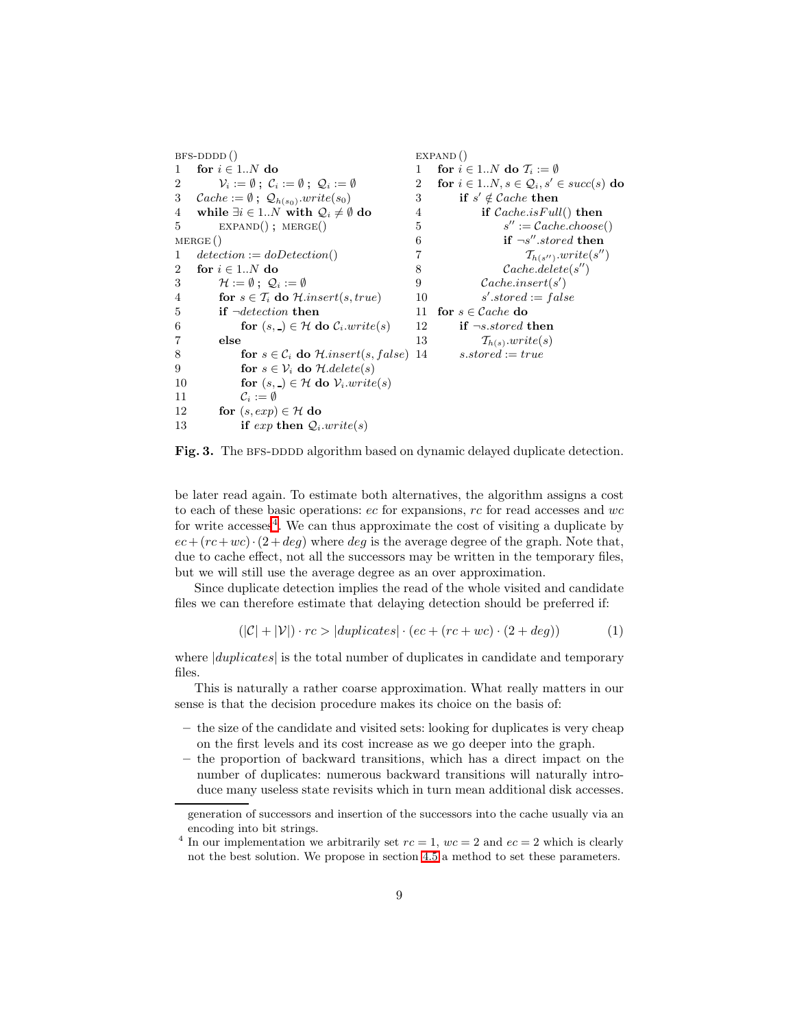```
BFS-DDDD ()
1   for i ∈ 1..N do
2       V_i := ∅ ; C_i := ∅ ; Q_i := ∅
3   Cache := ∅ ; Q_{h(s0)}.write(s0)
4   while ∃i ∈ 1..N with Q_i ≠ ∅ do
5       EXPAND() ; MERGE()

MERGE ()
1   detection := doDetection()
2   for i ∈ 1..N do
3       H := ∅ ; Q_i := ∅
4       for s ∈ T_i do H.insert(s, true)
5       if ¬detection then
6           for (s, _) ∈ H do C_i.write(s)
7       else
8           for s ∈ C_i do H.insert(s, false)
9           for s ∈ V_i do H.delete(s)
10          for (s, _) ∈ H do V_i.write(s)
11          C_i := ∅
12      for (s, exp) ∈ H do
13          if exp then Q_i.write(s)

EXPAND ()
1   for i ∈ 1..N do T_i := ∅
2   for i ∈ 1..N, s ∈ Q_i, s' ∈ succ(s) do
3       if s' ∉ Cache then
4           if Cache.isFull() then
5               s'' := Cache.choose()
6               if ¬s''.stored then
7                   T_{h(s'')}.write(s'')
8               Cache.delete(s'')
9           Cache.insert(s')
10          s'.stored := false
11  for s ∈ Cache do
12      if ¬s.stored then
13          T_{h(s)}.write(s)
14      s.stored := true
```

**Fig. 3.** The BFS-DDDD algorithm based on dynamic delayed duplicate detection.

be later read again. To estimate both alternatives, the algorithm assigns a cost to each of these basic operations: $ec$ for expansions, $rc$ for read accesses and $wc$ for write accesses[4]. We can thus approximate the cost of visiting a duplicate by $ec + (rc + wc) \cdot (2 + deg)$ where $deg$ is the average degree of the graph. Note that, due to cache effect, not all the successors may be written in the temporary files, but we will still use the average degree as an over approximation.

Since duplicate detection implies the read of the whole visited and candidate files we can therefore estimate that delaying detection should be preferred if:

$$(|\mathcal{C}| + |\mathcal{V}|) \cdot rc > |duplicates| \cdot (ec + (rc + wc) \cdot (2 + deg)) \tag{1}$$

where $|duplicates|$ is the total number of duplicates in candidate and temporary files.

This is naturally a rather coarse approximation. What really matters in our sense is that the decision procedure makes its choice on the basis of:

- the size of the candidate and visited sets: looking for duplicates is very cheap on the first levels and its cost increase as we go deeper into the graph.
- the proportion of backward transitions, which has a direct impact on the number of duplicates: numerous backward transitions will naturally introduce many useless state revisits which in turn mean additional disk accesses.

generation of successors and insertion of the successors into the cache usually via an encoding into bit strings.

[4] In our implementation we arbitrarily set $rc = 1$, $wc = 2$ and $ec = 2$ which is clearly not the best solution. We propose in section 4.5 a method to set these parameters.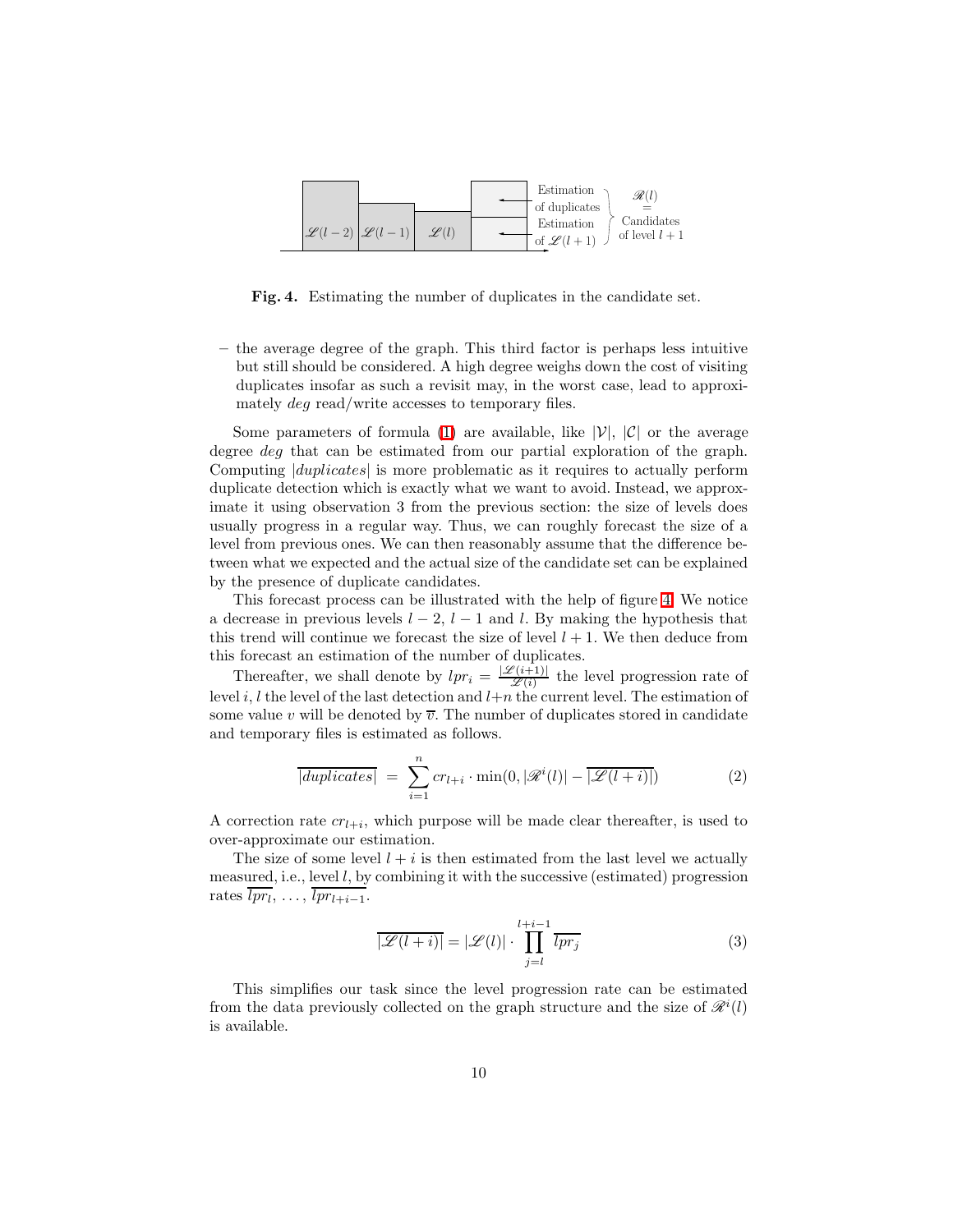Fig. 4. Estimating the number of duplicates in the candidate set.

– the average degree of the graph. This third factor is perhaps less intuitive but still should be considered. A high degree weighs down the cost of visiting duplicates insofar as such a revisit may, in the worst case, lead to approximately *deg* read/write accesses to temporary files.

Some parameters of formula (1) are available, like $|\mathcal{V}|$, $|\mathcal{C}|$ or the average degree *deg* that can be estimated from our partial exploration of the graph. Computing $|duplicates|$ is more problematic as it requires to actually perform duplicate detection which is exactly what we want to avoid. Instead, we approximate it using observation 3 from the previous section: the size of levels does usually progress in a regular way. Thus, we can roughly forecast the size of a level from previous ones. We can then reasonably assume that the difference between what we expected and the actual size of the candidate set can be explained by the presence of duplicate candidates.

This forecast process can be illustrated with the help of figure 4. We notice a decrease in previous levels $l-2$, $l-1$ and $l$. By making the hypothesis that this trend will continue we forecast the size of level $l+1$. We then deduce from this forecast an estimation of the number of duplicates.

Thereafter, we shall denote by $lpr_i = \frac{|\mathscr{L}(i+1)|}{\mathscr{L}(i)}$ the level progression rate of level $i$, $l$ the level of the last detection and $l+n$ the current level. The estimation of some value $v$ will be denoted by $\overline{v}$. The number of duplicates stored in candidate and temporary files is estimated as follows.

$$\overline{|duplicates|} \;=\; \sum_{i=1}^{n} cr_{l+i} \cdot \min(0, |\mathscr{R}^i(l)| - \overline{|\mathscr{L}(l+i)|}) \tag{2}$$

A correction rate $cr_{l+i}$, which purpose will be made clear thereafter, is used to over-approximate our estimation.

The size of some level $l+i$ is then estimated from the last level we actually measured, i.e., level $l$, by combining it with the successive (estimated) progression rates $\overline{lpr_l}, \ldots, \overline{lpr_{l+i-1}}$.

$$\overline{|\mathscr{L}(l+i)|} = |\mathscr{L}(l)| \cdot \prod_{j=l}^{l+i-1} \overline{lpr_j} \tag{3}$$

This simplifies our task since the level progression rate can be estimated from the data previously collected on the graph structure and the size of $\mathscr{R}^i(l)$ is available.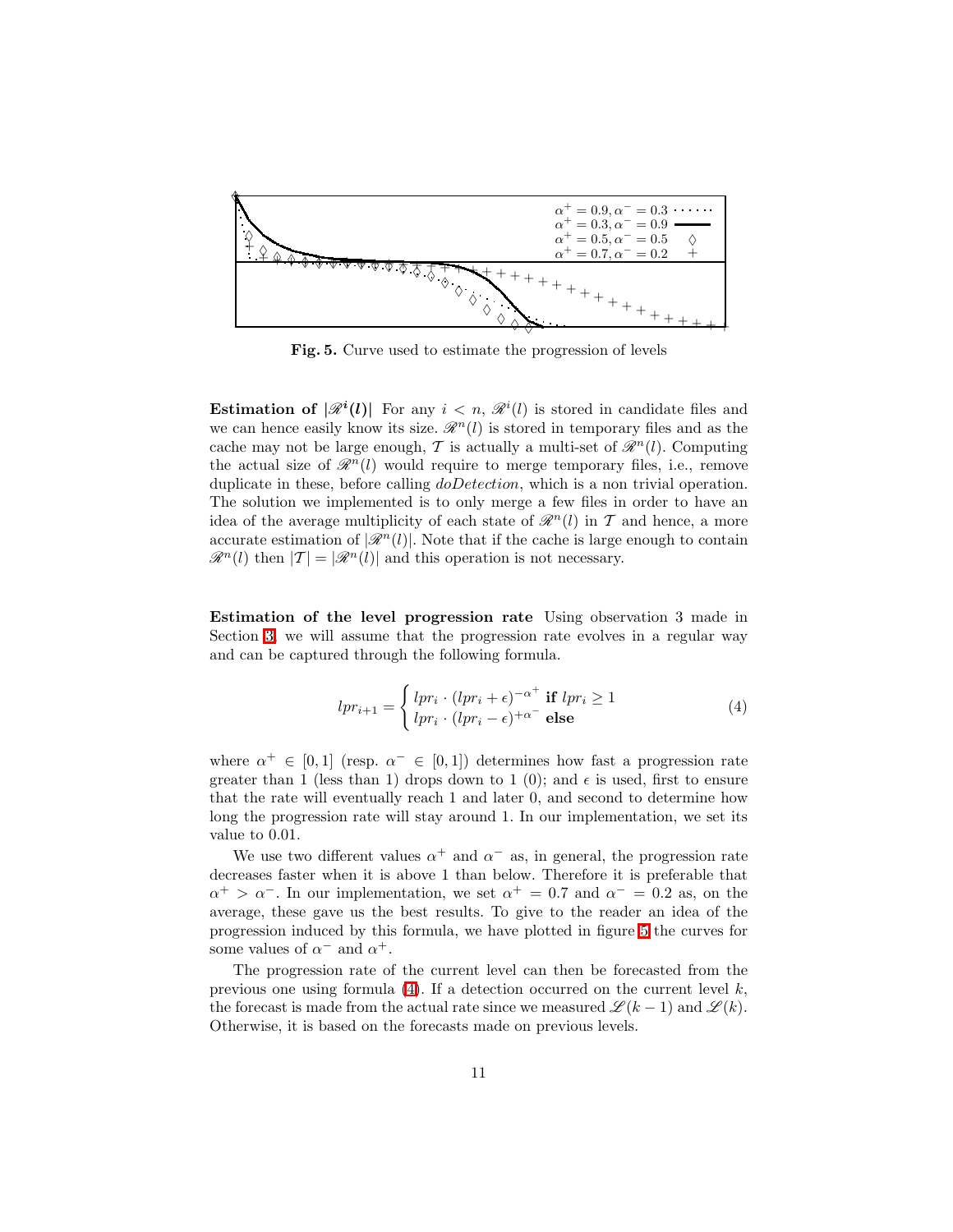Fig. 5. Curve used to estimate the progression of levels

**Estimation of $|\mathscr{R}^i(l)|$** For any $i < n$, $\mathscr{R}^i(l)$ is stored in candidate files and we can hence easily know its size. $\mathscr{R}^n(l)$ is stored in temporary files and as the cache may not be large enough, $\mathcal{T}$ is actually a multi-set of $\mathscr{R}^n(l)$. Computing the actual size of $\mathscr{R}^n(l)$ would require to merge temporary files, i.e., remove duplicate in these, before calling *doDetection*, which is a non trivial operation. The solution we implemented is to only merge a few files in order to have an idea of the average multiplicity of each state of $\mathscr{R}^n(l)$ in $\mathcal{T}$ and hence, a more accurate estimation of $|\mathscr{R}^n(l)|$. Note that if the cache is large enough to contain $\mathscr{R}^n(l)$ then $|\mathcal{T}| = |\mathscr{R}^n(l)|$ and this operation is not necessary.

**Estimation of the level progression rate** Using observation 3 made in Section 3, we will assume that the progression rate evolves in a regular way and can be captured through the following formula.

$$lpr_{i+1} = \begin{cases} lpr_i \cdot (lpr_i + \epsilon)^{-\alpha^+} \ \textbf{if} \ lpr_i \geq 1 \\ lpr_i \cdot (lpr_i - \epsilon)^{+\alpha^-} \ \textbf{else} \end{cases} \tag{4}$$

where $\alpha^+ \in [0, 1]$ (resp. $\alpha^- \in [0, 1]$) determines how fast a progression rate greater than 1 (less than 1) drops down to 1 (0); and $\epsilon$ is used, first to ensure that the rate will eventually reach 1 and later 0, and second to determine how long the progression rate will stay around 1. In our implementation, we set its value to 0.01.

We use two different values $\alpha^+$ and $\alpha^-$ as, in general, the progression rate decreases faster when it is above 1 than below. Therefore it is preferable that $\alpha^+ > \alpha^-$. In our implementation, we set $\alpha^+ = 0.7$ and $\alpha^- = 0.2$ as, on the average, these gave us the best results. To give to the reader an idea of the progression induced by this formula, we have plotted in figure 5 the curves for some values of $\alpha^-$ and $\alpha^+$.

The progression rate of the current level can then be forecasted from the previous one using formula (4). If a detection occurred on the current level $k$, the forecast is made from the actual rate since we measured $\mathscr{L}(k-1)$ and $\mathscr{L}(k)$. Otherwise, it is based on the forecasts made on previous levels.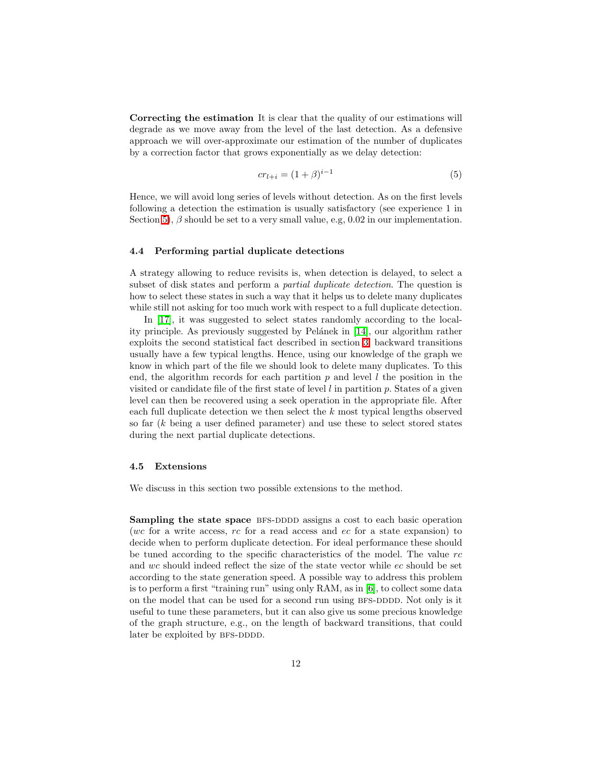**Correcting the estimation** It is clear that the quality of our estimations will degrade as we move away from the level of the last detection. As a defensive approach we will over-approximate our estimation of the number of duplicates by a correction factor that grows exponentially as we delay detection:

$$cr_{l+i} = (1 + \beta)^{i-1} \tag{5}$$

Hence, we will avoid long series of levels without detection. As on the first levels following a detection the estimation is usually satisfactory (see experience 1 in Section 5), $\beta$ should be set to a very small value, e.g, 0.02 in our implementation.

### 4.4 Performing partial duplicate detections

A strategy allowing to reduce revisits is, when detection is delayed, to select a subset of disk states and perform a *partial duplicate detection*. The question is how to select these states in such a way that it helps us to delete many duplicates while still not asking for too much work with respect to a full duplicate detection.

In [17], it was suggested to select states randomly according to the locality principle. As previously suggested by Pelánek in [14], our algorithm rather exploits the second statistical fact described in section 3: backward transitions usually have a few typical lengths. Hence, using our knowledge of the graph we know in which part of the file we should look to delete many duplicates. To this end, the algorithm records for each partition $p$ and level $l$ the position in the visited or candidate file of the first state of level $l$ in partition $p$. States of a given level can then be recovered using a seek operation in the appropriate file. After each full duplicate detection we then select the $k$ most typical lengths observed so far ($k$ being a user defined parameter) and use these to select stored states during the next partial duplicate detections.

### 4.5 Extensions

We discuss in this section two possible extensions to the method.

**Sampling the state space** BFS-DDDD assigns a cost to each basic operation ($wc$ for a write access, $rc$ for a read access and $ec$ for a state expansion) to decide when to perform duplicate detection. For ideal performance these should be tuned according to the specific characteristics of the model. The value $rc$ and $wc$ should indeed reflect the size of the state vector while $ec$ should be set according to the state generation speed. A possible way to address this problem is to perform a first "training run" using only RAM, as in [6], to collect some data on the model that can be used for a second run using BFS-DDDD. Not only is it useful to tune these parameters, but it can also give us some precious knowledge of the graph structure, e.g., on the length of backward transitions, that could later be exploited by BFS-DDDD.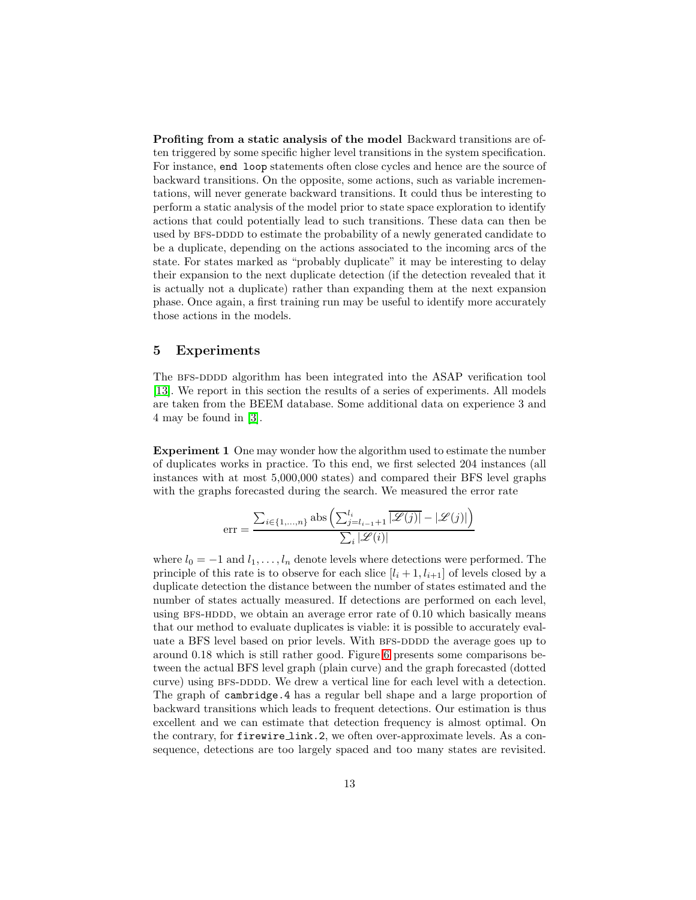**Profiting from a static analysis of the model** Backward transitions are often triggered by some specific higher level transitions in the system specification. For instance, `end loop` statements often close cycles and hence are the source of backward transitions. On the opposite, some actions, such as variable incrementations, will never generate backward transitions. It could thus be interesting to perform a static analysis of the model prior to state space exploration to identify actions that could potentially lead to such transitions. These data can then be used by BFS-DDDD to estimate the probability of a newly generated candidate to be a duplicate, depending on the actions associated to the incoming arcs of the state. For states marked as "probably duplicate" it may be interesting to delay their expansion to the next duplicate detection (if the detection revealed that it is actually not a duplicate) rather than expanding them at the next expansion phase. Once again, a first training run may be useful to identify more accurately those actions in the models.

## 5 Experiments

The BFS-DDDD algorithm has been integrated into the ASAP verification tool [13]. We report in this section the results of a series of experiments. All models are taken from the BEEM database. Some additional data on experience 3 and 4 may be found in [3].

**Experiment 1** One may wonder how the algorithm used to estimate the number of duplicates works in practice. To this end, we first selected 204 instances (all instances with at most 5,000,000 states) and compared their BFS level graphs with the graphs forecasted during the search. We measured the error rate

$$\text{err} = \frac{\sum_{i \in \{1,\ldots,n\}} \text{abs}\left(\sum_{j=l_{i-1}+1}^{l_i} \overline{|\mathscr{L}(j)|} - |\mathscr{L}(j)|\right)}{\sum_i |\mathscr{L}(i)|}$$

where $l_0 = -1$ and $l_1, \ldots, l_n$ denote levels where detections were performed. The principle of this rate is to observe for each slice $[l_i + 1, l_{i+1}]$ of levels closed by a duplicate detection the distance between the number of states estimated and the number of states actually measured. If detections are performed on each level, using BFS-HDDD, we obtain an average error rate of 0.10 which basically means that our method to evaluate duplicates is viable: it is possible to accurately evaluate a BFS level based on prior levels. With BFS-DDDD the average goes up to around 0.18 which is still rather good. Figure 6 presents some comparisons between the actual BFS level graph (plain curve) and the graph forecasted (dotted curve) using BFS-DDDD. We drew a vertical line for each level with a detection. The graph of `cambridge.4` has a regular bell shape and a large proportion of backward transitions which leads to frequent detections. Our estimation is thus excellent and we can estimate that detection frequency is almost optimal. On the contrary, for `firewire_link.2`, we often over-approximate levels. As a consequence, detections are too largely spaced and too many states are revisited.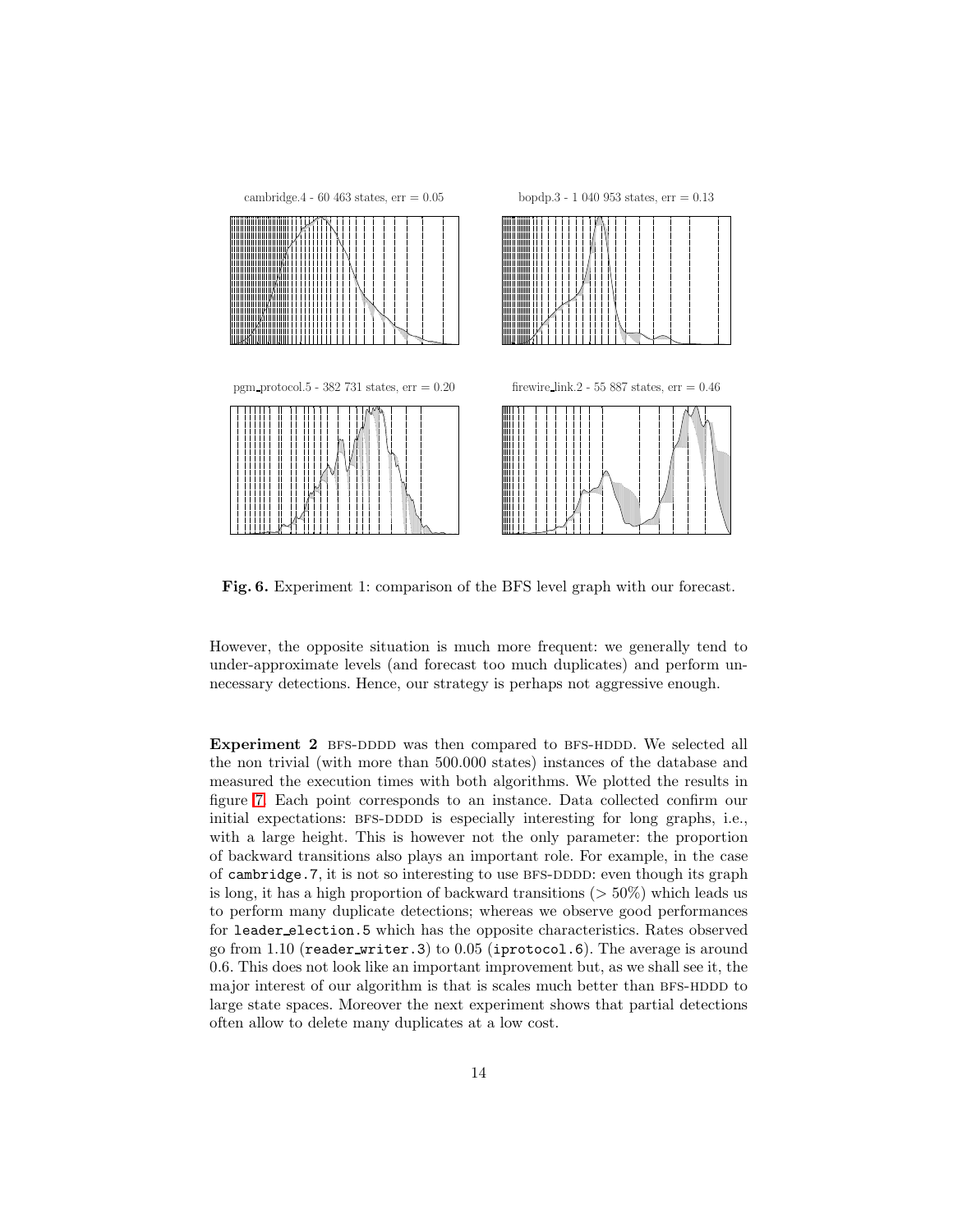cambridge.4 - 60 463 states, err = 0.05

bopdp.3 - 1 040 953 states, err = 0.13

pgm_protocol.5 - 382 731 states, err = 0.20

firewire_link.2 - 55 887 states, err = 0.46

**Fig. 6.** Experiment 1: comparison of the BFS level graph with our forecast.

However, the opposite situation is much more frequent: we generally tend to under-approximate levels (and forecast too much duplicates) and perform unnecessary detections. Hence, our strategy is perhaps not aggressive enough.

**Experiment 2** BFS-DDDD was then compared to BFS-HDDD. We selected all the non trivial (with more than 500.000 states) instances of the database and measured the execution times with both algorithms. We plotted the results in figure 7. Each point corresponds to an instance. Data collected confirm our initial expectations: BFS-DDDD is especially interesting for long graphs, i.e., with a large height. This is however not the only parameter: the proportion of backward transitions also plays an important role. For example, in the case of `cambridge.7`, it is not so interesting to use BFS-DDDD: even though its graph is long, it has a high proportion of backward transitions ($> 50\%$) which leads us to perform many duplicate detections; whereas we observe good performances for `leader_election.5` which has the opposite characteristics. Rates observed go from 1.10 (`reader_writer.3`) to 0.05 (`iprotocol.6`). The average is around 0.6. This does not look like an important improvement but, as we shall see it, the major interest of our algorithm is that is scales much better than BFS-HDDD to large state spaces. Moreover the next experiment shows that partial detections often allow to delete many duplicates at a low cost.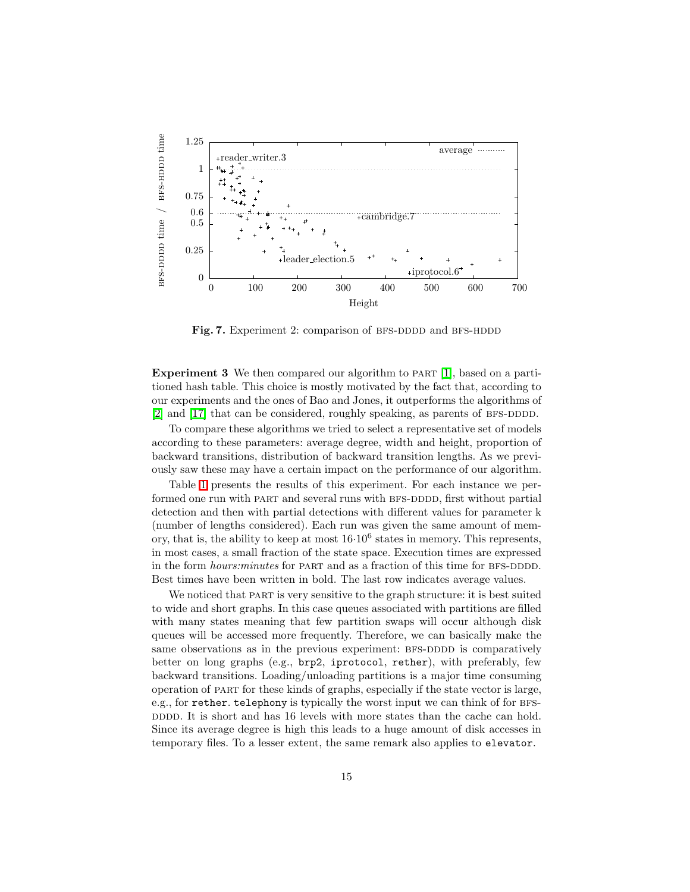BFS-DDDD time / BFS-HDDD time

1.25
1
0.75
0.6
0.5
0.25
0

0 100 200 300 400 500 600 700

Height

average

reader_writer.3
cambridge.7
leader_election.5
iprotocol.6

**Fig. 7.** Experiment 2: comparison of BFS-DDDD and BFS-HDDD

**Experiment 3** We then compared our algorithm to PART [1], based on a partitioned hash table. This choice is mostly motivated by the fact that, according to our experiments and the ones of Bao and Jones, it outperforms the algorithms of [2] and [17] that can be considered, roughly speaking, as parents of BFS-DDDD.

To compare these algorithms we tried to select a representative set of models according to these parameters: average degree, width and height, proportion of backward transitions, distribution of backward transition lengths. As we previously saw these may have a certain impact on the performance of our algorithm.

Table 1 presents the results of this experiment. For each instance we performed one run with PART and several runs with BFS-DDDD, first without partial detection and then with partial detections with different values for parameter k (number of lengths considered). Each run was given the same amount of memory, that is, the ability to keep at most $16{\cdot}10^6$ states in memory. This represents, in most cases, a small fraction of the state space. Execution times are expressed in the form *hours:minutes* for PART and as a fraction of this time for BFS-DDDD. Best times have been written in bold. The last row indicates average values.

We noticed that PART is very sensitive to the graph structure: it is best suited to wide and short graphs. In this case queues associated with partitions are filled with many states meaning that few partition swaps will occur although disk queues will be accessed more frequently. Therefore, we can basically make the same observations as in the previous experiment: BFS-DDDD is comparatively better on long graphs (e.g., `brp2`, `iprotocol`, `rether`), with preferably, few backward transitions. Loading/unloading partitions is a major time consuming operation of PART for these kinds of graphs, especially if the state vector is large, e.g., for `rether`. `telephony` is typically the worst input we can think of for BFS-DDDD. It is short and has 16 levels with more states than the cache can hold. Since its average degree is high this leads to a huge amount of disk accesses in temporary files. To a lesser extent, the same remark also applies to `elevator`.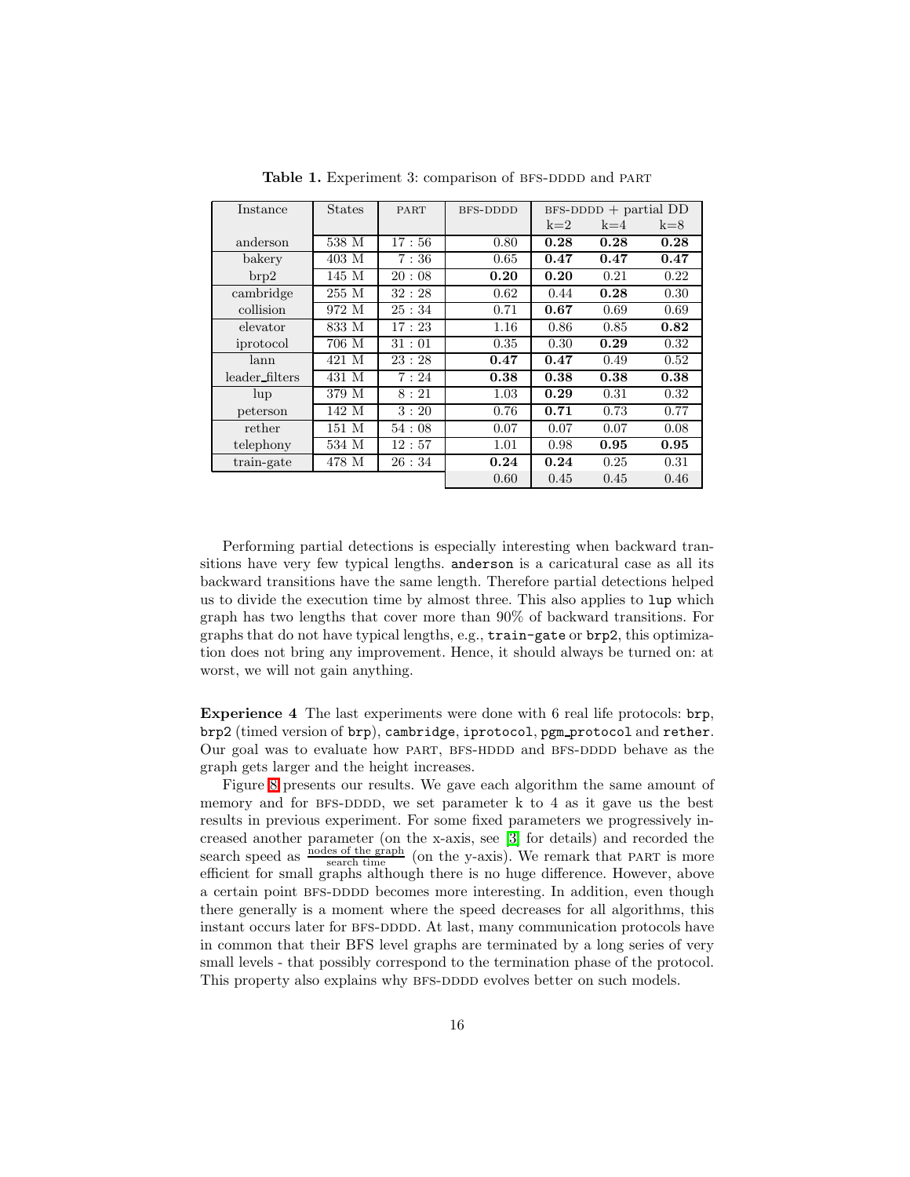**Table 1.** Experiment 3: comparison of BFS-DDDD and PART

| Instance | States | PART | BFS-DDDD | BFS-DDDD + partial DD | | |
|---|---|---|---|---|---|---|
| | | | | k=2 | k=4 | k=8 |
| anderson | 538 M | 17 : 56 | 0.80 | **0.28** | **0.28** | **0.28** |
| bakery | 403 M | 7 : 36 | 0.65 | **0.47** | **0.47** | **0.47** |
| brp2 | 145 M | 20 : 08 | **0.20** | **0.20** | 0.21 | 0.22 |
| cambridge | 255 M | 32 : 28 | 0.62 | 0.44 | **0.28** | 0.30 |
| collision | 972 M | 25 : 34 | 0.71 | **0.67** | 0.69 | 0.69 |
| elevator | 833 M | 17 : 23 | 1.16 | 0.86 | 0.85 | **0.82** |
| iprotocol | 706 M | 31 : 01 | 0.35 | 0.30 | **0.29** | 0.32 |
| lann | 421 M | 23 : 28 | **0.47** | **0.47** | 0.49 | 0.52 |
| leader_filters | 431 M | 7 : 24 | **0.38** | **0.38** | **0.38** | **0.38** |
| lup | 379 M | 8 : 21 | 1.03 | **0.29** | 0.31 | 0.32 |
| peterson | 142 M | 3 : 20 | 0.76 | **0.71** | 0.73 | 0.77 |
| rether | 151 M | 54 : 08 | 0.07 | 0.07 | 0.07 | 0.08 |
| telephony | 534 M | 12 : 57 | 1.01 | 0.98 | **0.95** | **0.95** |
| train-gate | 478 M | 26 : 34 | **0.24** | **0.24** | 0.25 | 0.31 |
| | | | 0.60 | 0.45 | 0.45 | 0.46 |

Performing partial detections is especially interesting when backward transitions have very few typical lengths. `anderson` is a caricatural case as all its backward transitions have the same length. Therefore partial detections helped us to divide the execution time by almost three. This also applies to `lup` which graph has two lengths that cover more than 90% of backward transitions. For graphs that do not have typical lengths, e.g., `train-gate` or `brp2`, this optimization does not bring any improvement. Hence, it should always be turned on: at worst, we will not gain anything.

**Experience 4** The last experiments were done with 6 real life protocols: `brp`, `brp2` (timed version of `brp`), `cambridge`, `iprotocol`, `pgm_protocol` and `rether`. Our goal was to evaluate how PART, BFS-HDDD and BFS-DDDD behave as the graph gets larger and the height increases.

Figure 8 presents our results. We gave each algorithm the same amount of memory and for BFS-DDDD, we set parameter k to 4 as it gave us the best results in previous experiment. For some fixed parameters we progressively increased another parameter (on the x-axis, see [3] for details) and recorded the search speed as $\frac{\text{nodes of the graph}}{\text{search time}}$ (on the y-axis). We remark that PART is more efficient for small graphs although there is no huge difference. However, above a certain point BFS-DDDD becomes more interesting. In addition, even though there generally is a moment where the speed decreases for all algorithms, this instant occurs later for BFS-DDDD. At last, many communication protocols have in common that their BFS level graphs are terminated by a long series of very small levels - that possibly correspond to the termination phase of the protocol. This property also explains why BFS-DDDD evolves better on such models.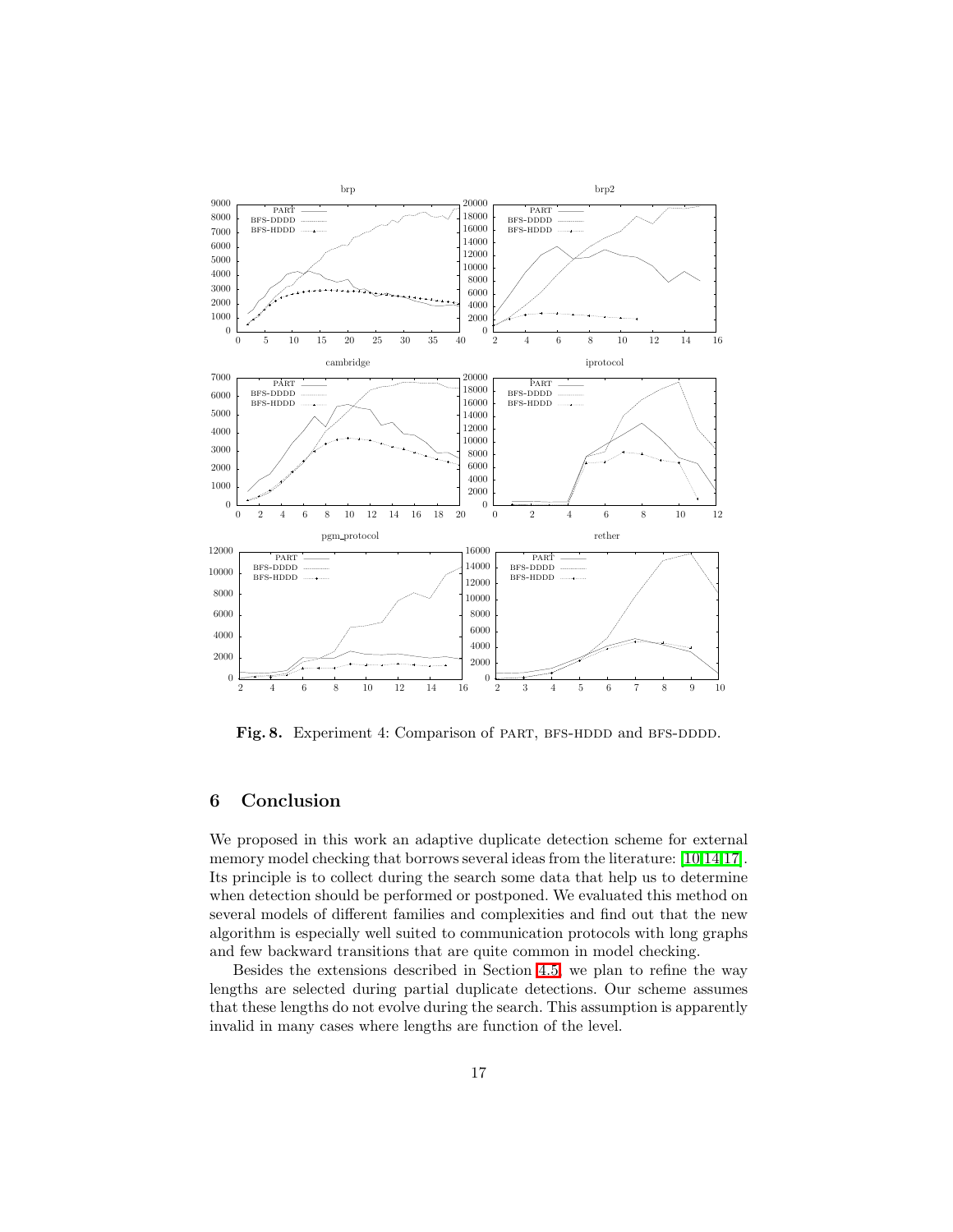**Fig. 8.** Experiment 4: Comparison of PART, BFS-HDDD and BFS-DDDD.

## 6 Conclusion

We proposed in this work an adaptive duplicate detection scheme for external memory model checking that borrows several ideas from the literature: [10,14,17]. Its principle is to collect during the search some data that help us to determine when detection should be performed or postponed. We evaluated this method on several models of different families and complexities and find out that the new algorithm is especially well suited to communication protocols with long graphs and few backward transitions that are quite common in model checking.

Besides the extensions described in Section 4.5, we plan to refine the way lengths are selected during partial duplicate detections. Our scheme assumes that these lengths do not evolve during the search. This assumption is apparently invalid in many cases where lengths are function of the level.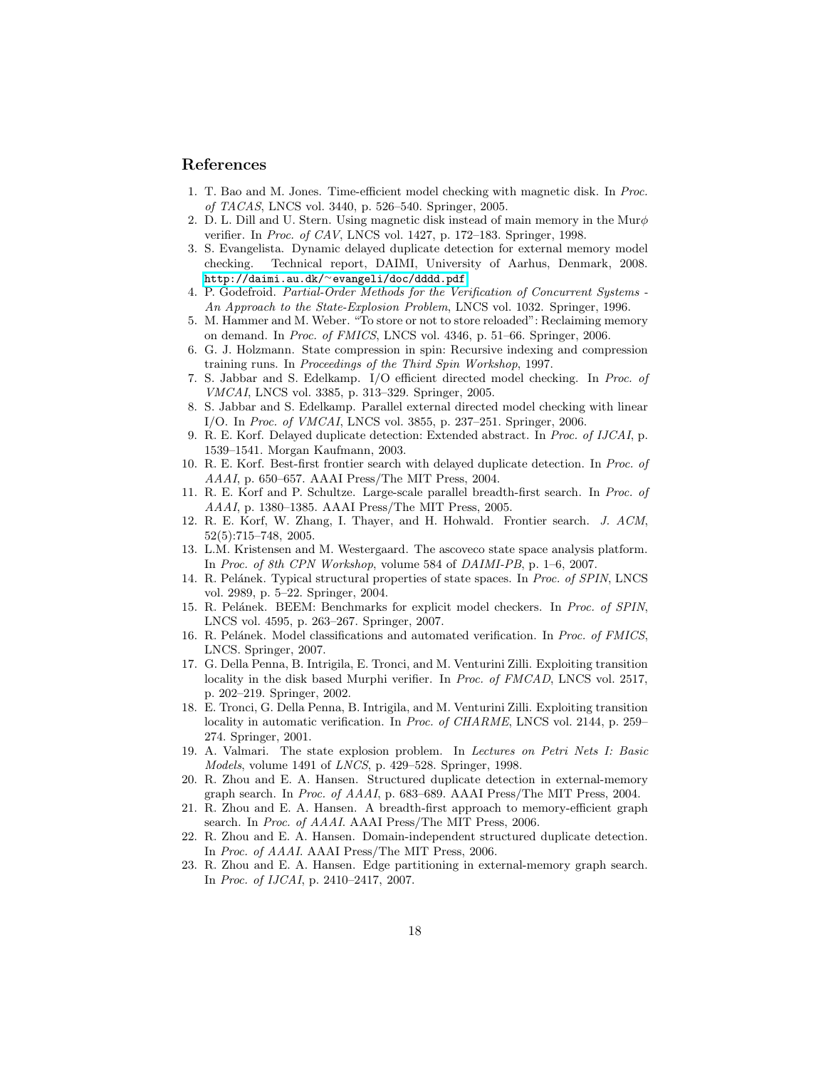## References

1. T. Bao and M. Jones. Time-efficient model checking with magnetic disk. In *Proc. of TACAS*, LNCS vol. 3440, p. 526–540. Springer, 2005.
2. D. L. Dill and U. Stern. Using magnetic disk instead of main memory in the Mur$\phi$ verifier. In *Proc. of CAV*, LNCS vol. 1427, p. 172–183. Springer, 1998.
3. S. Evangelista. Dynamic delayed duplicate detection for external memory model checking. Technical report, DAIMI, University of Aarhus, Denmark, 2008. http://daimi.au.dk/~evangeli/doc/dddd.pdf.
4. P. Godefroid. *Partial-Order Methods for the Verification of Concurrent Systems - An Approach to the State-Explosion Problem*, LNCS vol. 1032. Springer, 1996.
5. M. Hammer and M. Weber. "To store or not to store reloaded": Reclaiming memory on demand. In *Proc. of FMICS*, LNCS vol. 4346, p. 51–66. Springer, 2006.
6. G. J. Holzmann. State compression in spin: Recursive indexing and compression training runs. In *Proceedings of the Third Spin Workshop*, 1997.
7. S. Jabbar and S. Edelkamp. I/O efficient directed model checking. In *Proc. of VMCAI*, LNCS vol. 3385, p. 313–329. Springer, 2005.
8. S. Jabbar and S. Edelkamp. Parallel external directed model checking with linear I/O. In *Proc. of VMCAI*, LNCS vol. 3855, p. 237–251. Springer, 2006.
9. R. E. Korf. Delayed duplicate detection: Extended abstract. In *Proc. of IJCAI*, p. 1539–1541. Morgan Kaufmann, 2003.
10. R. E. Korf. Best-first frontier search with delayed duplicate detection. In *Proc. of AAAI*, p. 650–657. AAAI Press/The MIT Press, 2004.
11. R. E. Korf and P. Schultze. Large-scale parallel breadth-first search. In *Proc. of AAAI*, p. 1380–1385. AAAI Press/The MIT Press, 2005.
12. R. E. Korf, W. Zhang, I. Thayer, and H. Hohwald. Frontier search. *J. ACM*, 52(5):715–748, 2005.
13. L.M. Kristensen and M. Westergaard. The ascoveco state space analysis platform. In *Proc. of 8th CPN Workshop*, volume 584 of *DAIMI-PB*, p. 1–6, 2007.
14. R. Pelánek. Typical structural properties of state spaces. In *Proc. of SPIN*, LNCS vol. 2989, p. 5–22. Springer, 2004.
15. R. Pelánek. BEEM: Benchmarks for explicit model checkers. In *Proc. of SPIN*, LNCS vol. 4595, p. 263–267. Springer, 2007.
16. R. Pelánek. Model classifications and automated verification. In *Proc. of FMICS*, LNCS. Springer, 2007.
17. G. Della Penna, B. Intrigila, E. Tronci, and M. Venturini Zilli. Exploiting transition locality in the disk based Murphi verifier. In *Proc. of FMCAD*, LNCS vol. 2517, p. 202–219. Springer, 2002.
18. E. Tronci, G. Della Penna, B. Intrigila, and M. Venturini Zilli. Exploiting transition locality in automatic verification. In *Proc. of CHARME*, LNCS vol. 2144, p. 259–274. Springer, 2001.
19. A. Valmari. The state explosion problem. In *Lectures on Petri Nets I: Basic Models*, volume 1491 of *LNCS*, p. 429–528. Springer, 1998.
20. R. Zhou and E. A. Hansen. Structured duplicate detection in external-memory graph search. In *Proc. of AAAI*, p. 683–689. AAAI Press/The MIT Press, 2004.
21. R. Zhou and E. A. Hansen. A breadth-first approach to memory-efficient graph search. In *Proc. of AAAI*. AAAI Press/The MIT Press, 2006.
22. R. Zhou and E. A. Hansen. Domain-independent structured duplicate detection. In *Proc. of AAAI*. AAAI Press/The MIT Press, 2006.
23. R. Zhou and E. A. Hansen. Edge partitioning in external-memory graph search. In *Proc. of IJCAI*, p. 2410–2417, 2007.